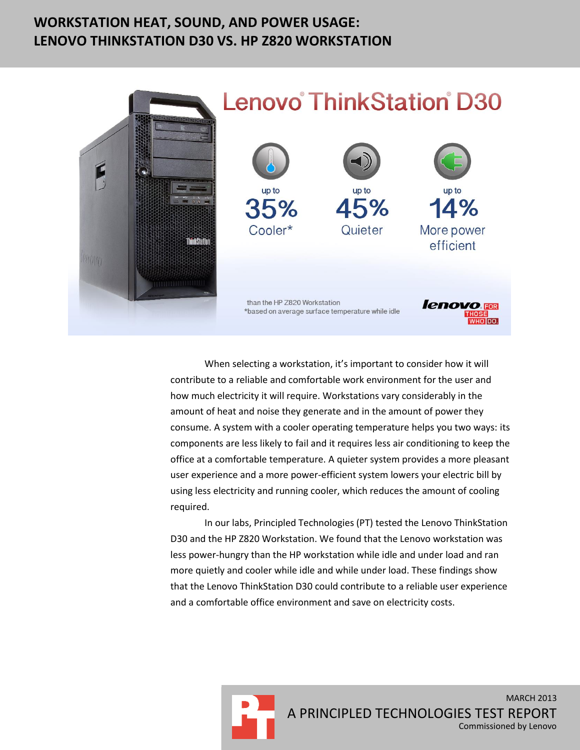# WORKSTATION HEAT, SOUND, AND POWER USAGE: LENOVO THINKSTATION D30 VS. HP Z820 WORKSTATION

## Lenovo® ThinkStation® D30

up to **35%** Cooler*

up to **45%** Quieter

up to **14%** More power efficient

than the HP Z820 Workstation
*based on average surface temperature while idle

lenovo FOR THOSE WHO DO.

When selecting a workstation, it's important to consider how it will contribute to a reliable and comfortable work environment for the user and how much electricity it will require. Workstations vary considerably in the amount of heat and noise they generate and in the amount of power they consume. A system with a cooler operating temperature helps you two ways: its components are less likely to fail and it requires less air conditioning to keep the office at a comfortable temperature. A quieter system provides a more pleasant user experience and a more power-efficient system lowers your electric bill by using less electricity and running cooler, which reduces the amount of cooling required.

In our labs, Principled Technologies (PT) tested the Lenovo ThinkStation D30 and the HP Z820 Workstation. We found that the Lenovo workstation was less power-hungry than the HP workstation while idle and under load and ran more quietly and cooler while idle and while under load. These findings show that the Lenovo ThinkStation D30 could contribute to a reliable user experience and a comfortable office environment and save on electricity costs.

MARCH 2013
A PRINCIPLED TECHNOLOGIES TEST REPORT
Commissioned by Lenovo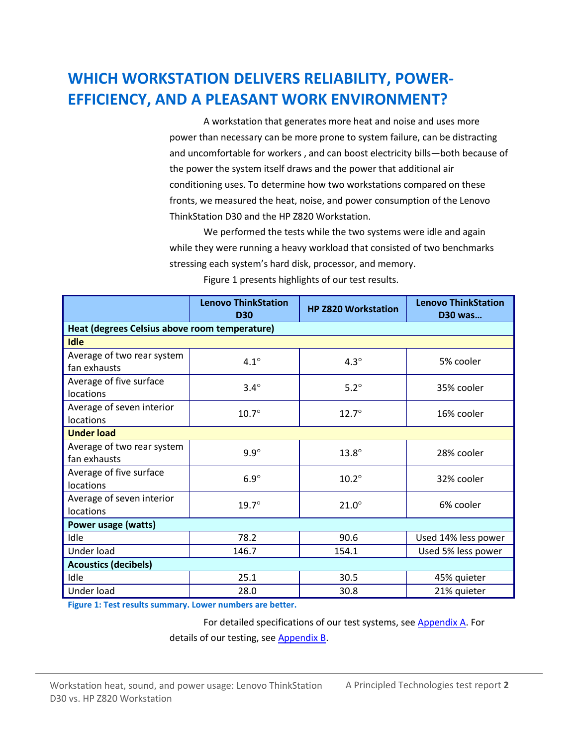# WHICH WORKSTATION DELIVERS RELIABILITY, POWER-EFFICIENCY, AND A PLEASANT WORK ENVIRONMENT?

A workstation that generates more heat and noise and uses more power than necessary can be more prone to system failure, can be distracting and uncomfortable for workers , and can boost electricity bills—both because of the power the system itself draws and the power that additional air conditioning uses. To determine how two workstations compared on these fronts, we measured the heat, noise, and power consumption of the Lenovo ThinkStation D30 and the HP Z820 Workstation.

We performed the tests while the two systems were idle and again while they were running a heavy workload that consisted of two benchmarks stressing each system's hard disk, processor, and memory.

Figure 1 presents highlights of our test results.

| | Lenovo ThinkStation D30 | HP Z820 Workstation | Lenovo ThinkStation D30 was… |
|---|---|---|---|
| **Heat (degrees Celsius above room temperature)** | | | |
| **Idle** | | | |
| Average of two rear system fan exhausts | 4.1° | 4.3° | 5% cooler |
| Average of five surface locations | 3.4° | 5.2° | 35% cooler |
| Average of seven interior locations | 10.7° | 12.7° | 16% cooler |
| **Under load** | | | |
| Average of two rear system fan exhausts | 9.9° | 13.8° | 28% cooler |
| Average of five surface locations | 6.9° | 10.2° | 32% cooler |
| Average of seven interior locations | 19.7° | 21.0° | 6% cooler |
| **Power usage (watts)** | | | |
| Idle | 78.2 | 90.6 | Used 14% less power |
| Under load | 146.7 | 154.1 | Used 5% less power |
| **Acoustics (decibels)** | | | |
| Idle | 25.1 | 30.5 | 45% quieter |
| Under load | 28.0 | 30.8 | 21% quieter |

**Figure 1: Test results summary. Lower numbers are better.**

For detailed specifications of our test systems, see Appendix A. For details of our testing, see Appendix B.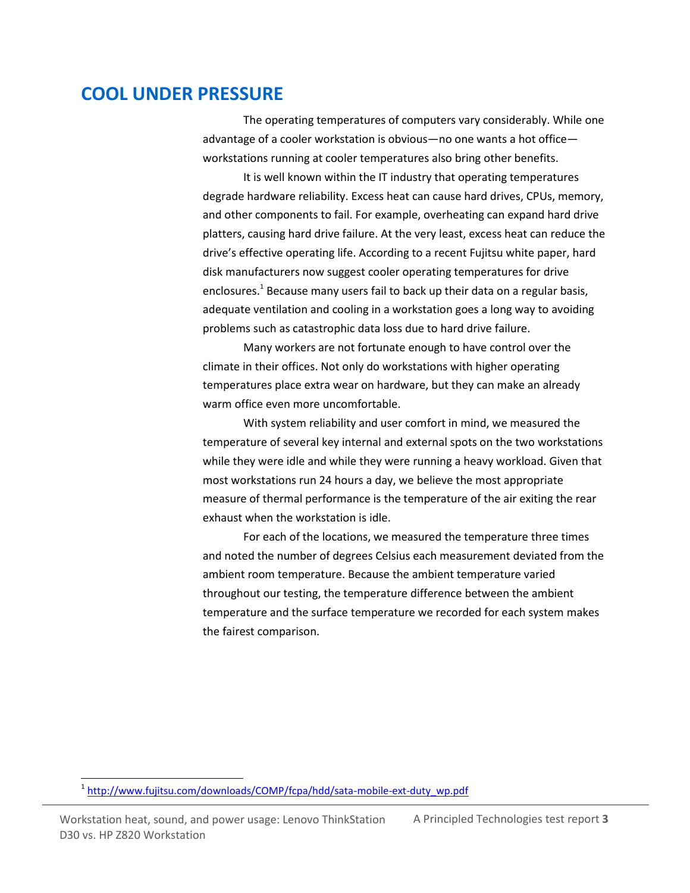## COOL UNDER PRESSURE

The operating temperatures of computers vary considerably. While one advantage of a cooler workstation is obvious—no one wants a hot office—workstations running at cooler temperatures also bring other benefits.

It is well known within the IT industry that operating temperatures degrade hardware reliability. Excess heat can cause hard drives, CPUs, memory, and other components to fail. For example, overheating can expand hard drive platters, causing hard drive failure. At the very least, excess heat can reduce the drive's effective operating life. According to a recent Fujitsu white paper, hard disk manufacturers now suggest cooler operating temperatures for drive enclosures.[1] Because many users fail to back up their data on a regular basis, adequate ventilation and cooling in a workstation goes a long way to avoiding problems such as catastrophic data loss due to hard drive failure.

Many workers are not fortunate enough to have control over the climate in their offices. Not only do workstations with higher operating temperatures place extra wear on hardware, but they can make an already warm office even more uncomfortable.

With system reliability and user comfort in mind, we measured the temperature of several key internal and external spots on the two workstations while they were idle and while they were running a heavy workload. Given that most workstations run 24 hours a day, we believe the most appropriate measure of thermal performance is the temperature of the air exiting the rear exhaust when the workstation is idle.

For each of the locations, we measured the temperature three times and noted the number of degrees Celsius each measurement deviated from the ambient room temperature. Because the ambient temperature varied throughout our testing, the temperature difference between the ambient temperature and the surface temperature we recorded for each system makes the fairest comparison.

[1] http://www.fujitsu.com/downloads/COMP/fcpa/hdd/sata-mobile-ext-duty_wp.pdf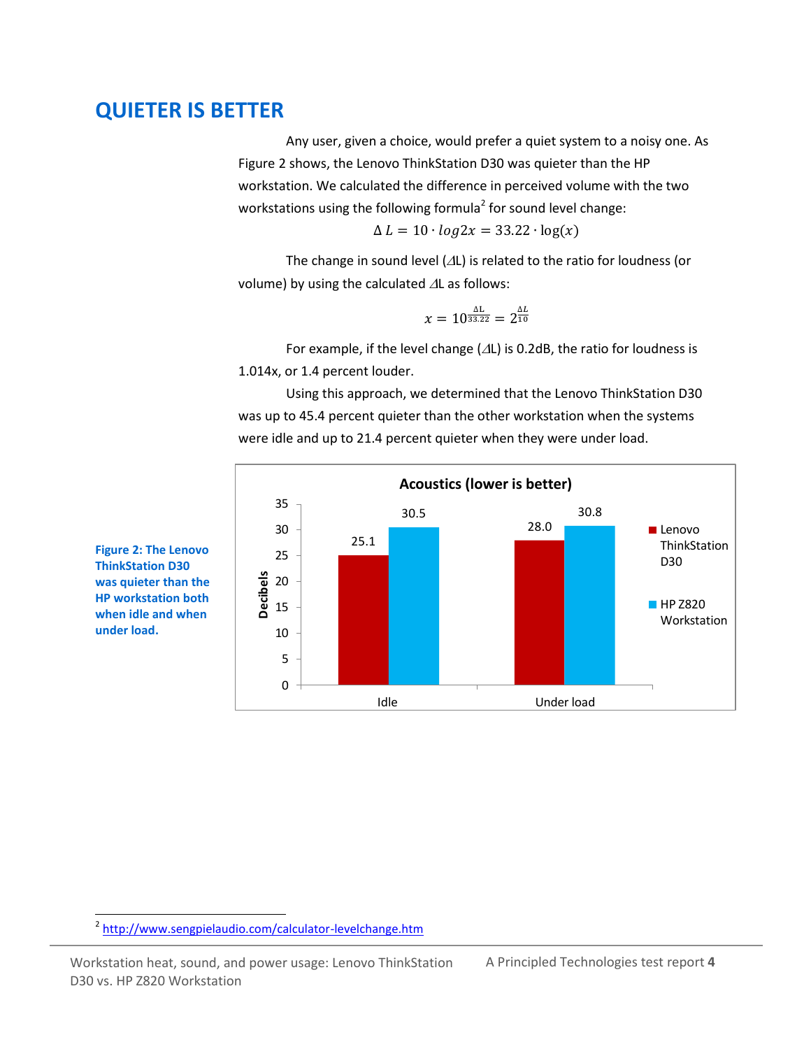# QUIETER IS BETTER

Any user, given a choice, would prefer a quiet system to a noisy one. As Figure 2 shows, the Lenovo ThinkStation D30 was quieter than the HP workstation. We calculated the difference in perceived volume with the two workstations using the following formula[2] for sound level change:

$$\Delta L = 10 \cdot log2x = 33.22 \cdot \log(x)$$

The change in sound level ($\Delta$L) is related to the ratio for loudness (or volume) by using the calculated $\Delta$L as follows:

$$x = 10^{\frac{\Delta L}{33.22}} = 2^{\frac{\Delta L}{10}}$$

For example, if the level change ($\Delta$L) is 0.2dB, the ratio for loudness is 1.014x, or 1.4 percent louder.

Using this approach, we determined that the Lenovo ThinkStation D30 was up to 45.4 percent quieter than the other workstation when the systems were idle and up to 21.4 percent quieter when they were under load.

**Acoustics (lower is better)**

| Decibels | Lenovo ThinkStation D30 | HP Z820 Workstation |
|---|---|---|
| Idle | 25.1 | 30.5 |
| Under load | 28.0 | 30.8 |

**Figure 2: The Lenovo ThinkStation D30 was quieter than the HP workstation both when idle and when under load.**

[2] http://www.sengpielaudio.com/calculator-levelchange.htm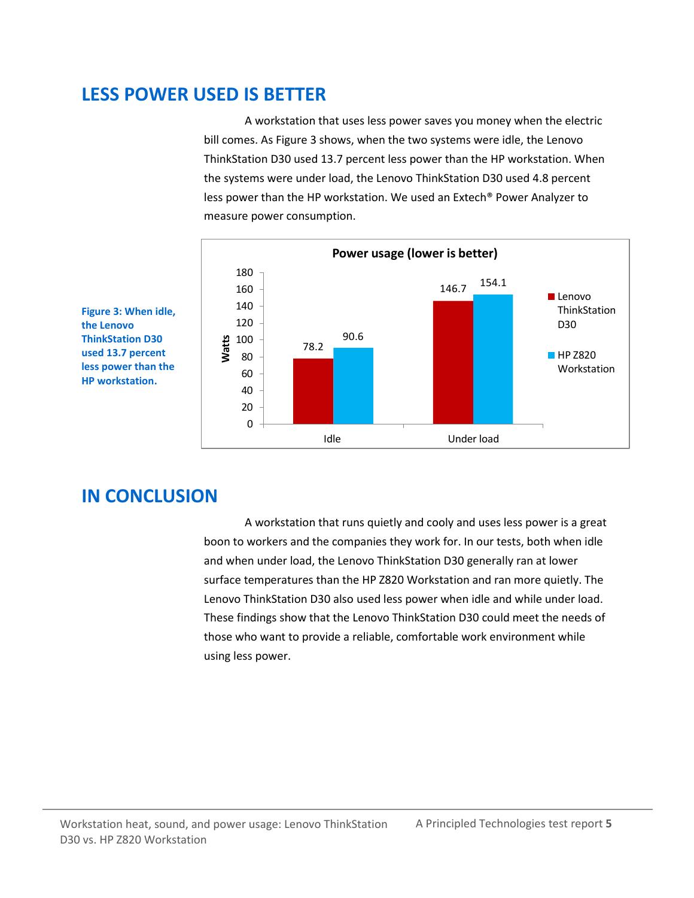## LESS POWER USED IS BETTER

A workstation that uses less power saves you money when the electric bill comes. As Figure 3 shows, when the two systems were idle, the Lenovo ThinkStation D30 used 13.7 percent less power than the HP workstation. When the systems were under load, the Lenovo ThinkStation D30 used 4.8 percent less power than the HP workstation. We used an Extech® Power Analyzer to measure power consumption.

**Power usage (lower is better)**

| Watts | Lenovo ThinkStation D30 | HP Z820 Workstation |
|---|---|---|
| Idle | 78.2 | 90.6 |
| Under load | 146.7 | 154.1 |

**Figure 3: When idle, the Lenovo ThinkStation D30 used 13.7 percent less power than the HP workstation.**

## IN CONCLUSION

A workstation that runs quietly and cooly and uses less power is a great boon to workers and the companies they work for. In our tests, both when idle and when under load, the Lenovo ThinkStation D30 generally ran at lower surface temperatures than the HP Z820 Workstation and ran more quietly. The Lenovo ThinkStation D30 also used less power when idle and while under load. These findings show that the Lenovo ThinkStation D30 could meet the needs of those who want to provide a reliable, comfortable work environment while using less power.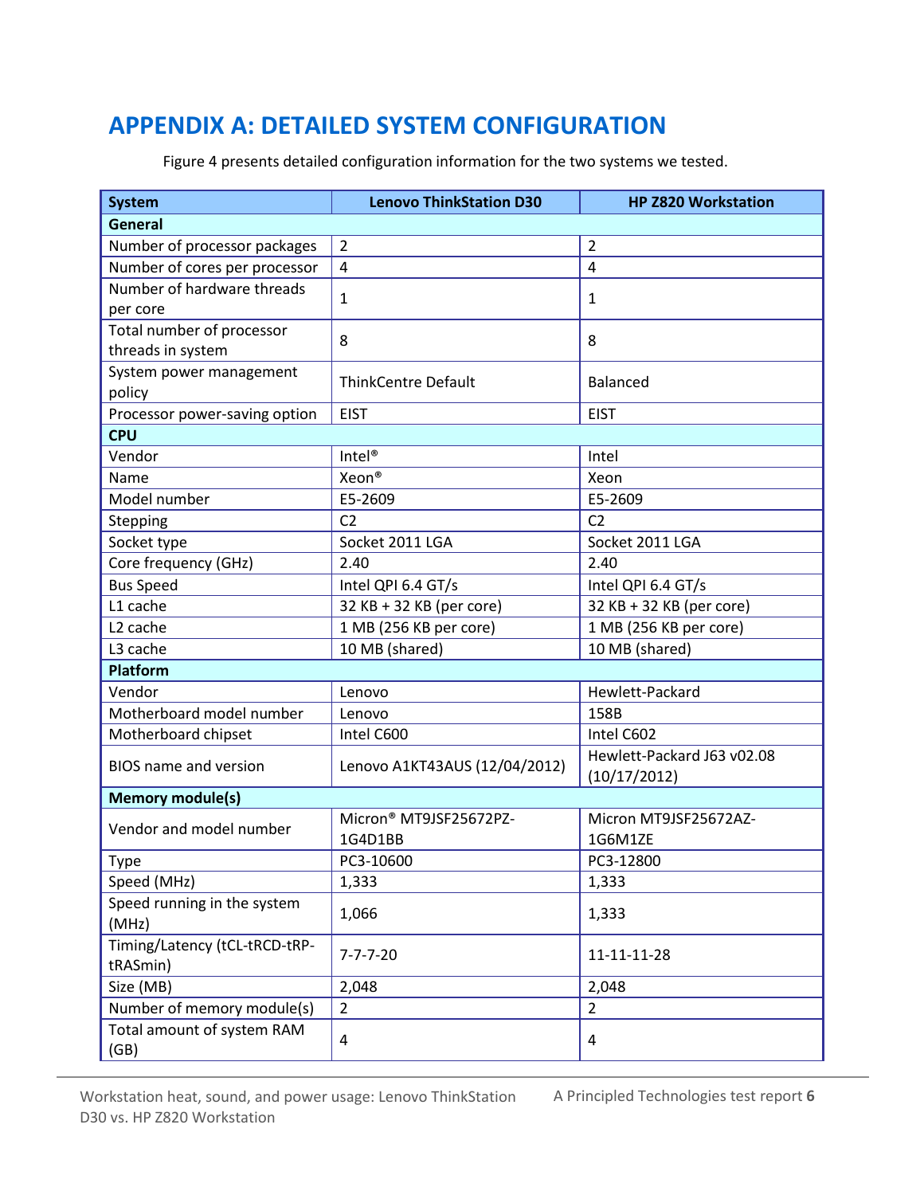# APPENDIX A: DETAILED SYSTEM CONFIGURATION

Figure 4 presents detailed configuration information for the two systems we tested.

| System | Lenovo ThinkStation D30 | HP Z820 Workstation |
|---|---|---|
| **General** | | |
| Number of processor packages | 2 | 2 |
| Number of cores per processor | 4 | 4 |
| Number of hardware threads per core | 1 | 1 |
| Total number of processor threads in system | 8 | 8 |
| System power management policy | ThinkCentre Default | Balanced |
| Processor power-saving option | EIST | EIST |
| **CPU** | | |
| Vendor | Intel® | Intel |
| Name | Xeon® | Xeon |
| Model number | E5-2609 | E5-2609 |
| Stepping | C2 | C2 |
| Socket type | Socket 2011 LGA | Socket 2011 LGA |
| Core frequency (GHz) | 2.40 | 2.40 |
| Bus Speed | Intel QPI 6.4 GT/s | Intel QPI 6.4 GT/s |
| L1 cache | 32 KB + 32 KB (per core) | 32 KB + 32 KB (per core) |
| L2 cache | 1 MB (256 KB per core) | 1 MB (256 KB per core) |
| L3 cache | 10 MB (shared) | 10 MB (shared) |
| **Platform** | | |
| Vendor | Lenovo | Hewlett-Packard |
| Motherboard model number | Lenovo | 158B |
| Motherboard chipset | Intel C600 | Intel C602 |
| BIOS name and version | Lenovo A1KT43AUS (12/04/2012) | Hewlett-Packard J63 v02.08 (10/17/2012) |
| **Memory module(s)** | | |
| Vendor and model number | Micron® MT9JSF25672PZ-1G4D1BB | Micron MT9JSF25672AZ-1G6M1ZE |
| Type | PC3-10600 | PC3-12800 |
| Speed (MHz) | 1,333 | 1,333 |
| Speed running in the system (MHz) | 1,066 | 1,333 |
| Timing/Latency (tCL-tRCD-tRP-tRASmin) | 7-7-7-20 | 11-11-11-28 |
| Size (MB) | 2,048 | 2,048 |
| Number of memory module(s) | 2 | 2 |
| Total amount of system RAM (GB) | 4 | 4 |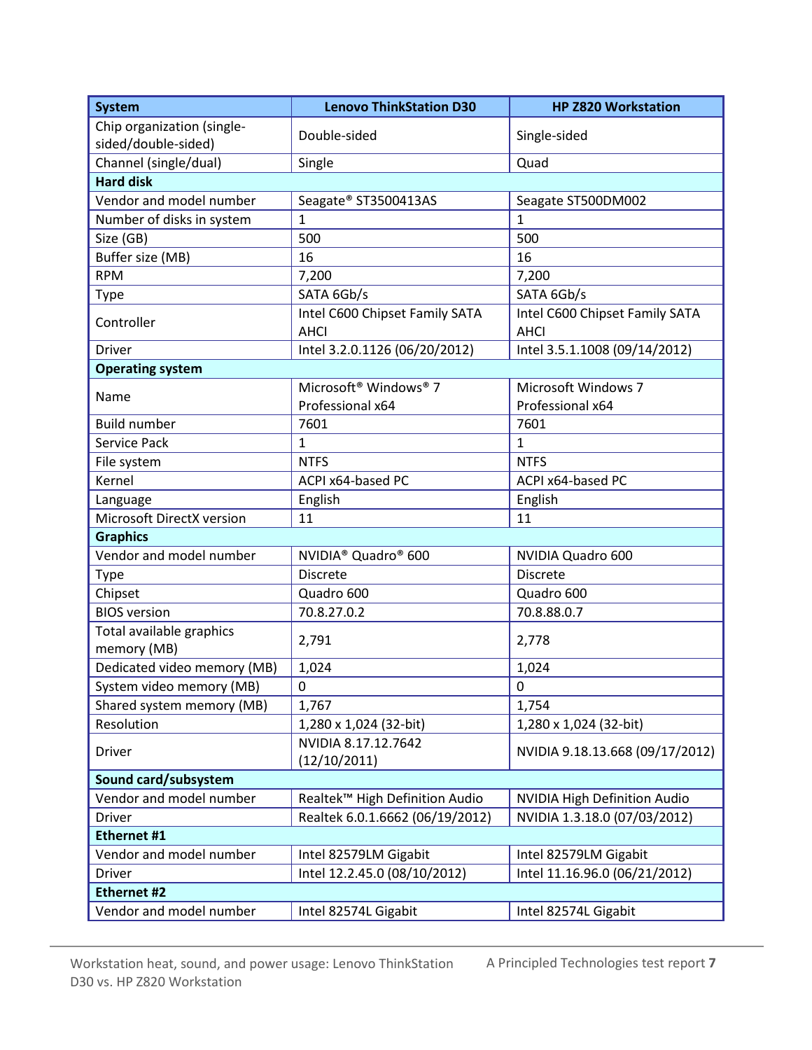| System | Lenovo ThinkStation D30 | HP Z820 Workstation |
|---|---|---|
| Chip organization (single-sided/double-sided) | Double-sided | Single-sided |
| Channel (single/dual) | Single | Quad |
| **Hard disk** | | |
| Vendor and model number | Seagate® ST3500413AS | Seagate ST500DM002 |
| Number of disks in system | 1 | 1 |
| Size (GB) | 500 | 500 |
| Buffer size (MB) | 16 | 16 |
| RPM | 7,200 | 7,200 |
| Type | SATA 6Gb/s | SATA 6Gb/s |
| Controller | Intel C600 Chipset Family SATA AHCI | Intel C600 Chipset Family SATA AHCI |
| Driver | Intel 3.2.0.1126 (06/20/2012) | Intel 3.5.1.1008 (09/14/2012) |
| **Operating system** | | |
| Name | Microsoft® Windows® 7 Professional x64 | Microsoft Windows 7 Professional x64 |
| Build number | 7601 | 7601 |
| Service Pack | 1 | 1 |
| File system | NTFS | NTFS |
| Kernel | ACPI x64-based PC | ACPI x64-based PC |
| Language | English | English |
| Microsoft DirectX version | 11 | 11 |
| **Graphics** | | |
| Vendor and model number | NVIDIA® Quadro® 600 | NVIDIA Quadro 600 |
| Type | Discrete | Discrete |
| Chipset | Quadro 600 | Quadro 600 |
| BIOS version | 70.8.27.0.2 | 70.8.88.0.7 |
| Total available graphics memory (MB) | 2,791 | 2,778 |
| Dedicated video memory (MB) | 1,024 | 1,024 |
| System video memory (MB) | 0 | 0 |
| Shared system memory (MB) | 1,767 | 1,754 |
| Resolution | 1,280 x 1,024 (32-bit) | 1,280 x 1,024 (32-bit) |
| Driver | NVIDIA 8.17.12.7642 (12/10/2011) | NVIDIA 9.18.13.668 (09/17/2012) |
| **Sound card/subsystem** | | |
| Vendor and model number | Realtek™ High Definition Audio | NVIDIA High Definition Audio |
| Driver | Realtek 6.0.1.6662 (06/19/2012) | NVIDIA 1.3.18.0 (07/03/2012) |
| **Ethernet #1** | | |
| Vendor and model number | Intel 82579LM Gigabit | Intel 82579LM Gigabit |
| Driver | Intel 12.2.45.0 (08/10/2012) | Intel 11.16.96.0 (06/21/2012) |
| **Ethernet #2** | | |
| Vendor and model number | Intel 82574L Gigabit | Intel 82574L Gigabit |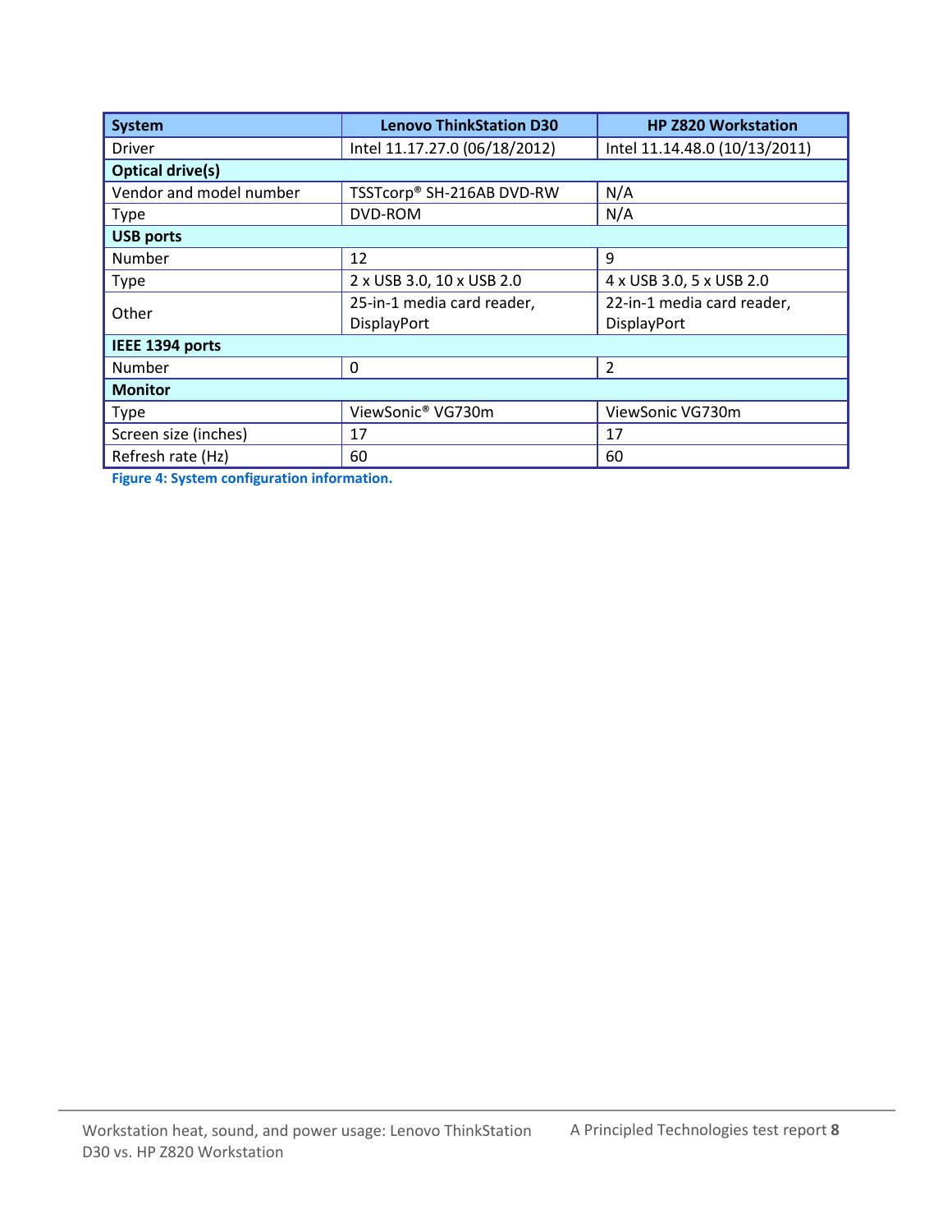| System | Lenovo ThinkStation D30 | HP Z820 Workstation |
| --- | --- | --- |
| Driver | Intel 11.17.27.0 (06/18/2012) | Intel 11.14.48.0 (10/13/2011) |
| **Optical drive(s)** | | |
| Vendor and model number | TSSTcorp® SH-216AB DVD-RW | N/A |
| Type | DVD-ROM | N/A |
| **USB ports** | | |
| Number | 12 | 9 |
| Type | 2 x USB 3.0, 10 x USB 2.0 | 4 x USB 3.0, 5 x USB 2.0 |
| Other | 25-in-1 media card reader, DisplayPort | 22-in-1 media card reader, DisplayPort |
| **IEEE 1394 ports** | | |
| Number | 0 | 2 |
| **Monitor** | | |
| Type | ViewSonic® VG730m | ViewSonic VG730m |
| Screen size (inches) | 17 | 17 |
| Refresh rate (Hz) | 60 | 60 |

**Figure 4: System configuration information.**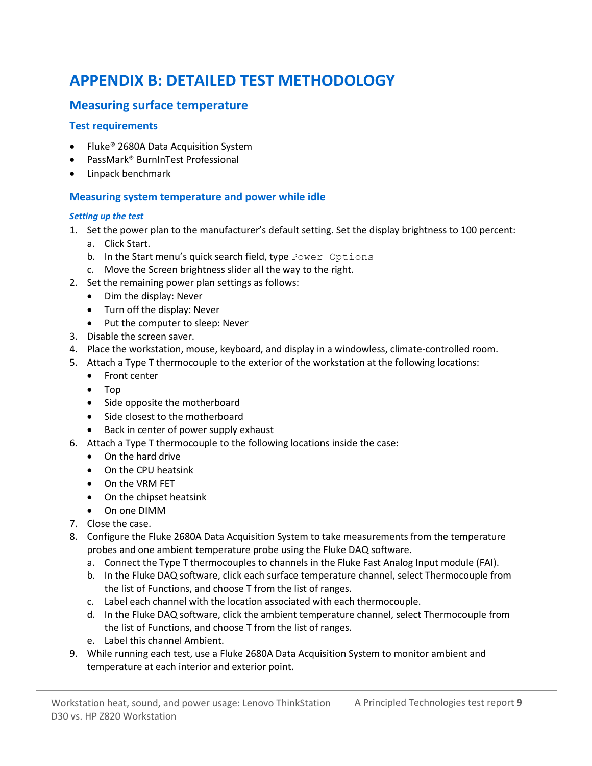# APPENDIX B: DETAILED TEST METHODOLOGY

## Measuring surface temperature

### Test requirements

- Fluke® 2680A Data Acquisition System
- PassMark® BurnInTest Professional
- Linpack benchmark

### Measuring system temperature and power while idle

#### *Setting up the test*

1. Set the power plan to the manufacturer's default setting. Set the display brightness to 100 percent:
   a. Click Start.
   b. In the Start menu's quick search field, type `Power Options`
   c. Move the Screen brightness slider all the way to the right.
2. Set the remaining power plan settings as follows:
   - Dim the display: Never
   - Turn off the display: Never
   - Put the computer to sleep: Never
3. Disable the screen saver.
4. Place the workstation, mouse, keyboard, and display in a windowless, climate-controlled room.
5. Attach a Type T thermocouple to the exterior of the workstation at the following locations:
   - Front center
   - Top
   - Side opposite the motherboard
   - Side closest to the motherboard
   - Back in center of power supply exhaust
6. Attach a Type T thermocouple to the following locations inside the case:
   - On the hard drive
   - On the CPU heatsink
   - On the VRM FET
   - On the chipset heatsink
   - On one DIMM
7. Close the case.
8. Configure the Fluke 2680A Data Acquisition System to take measurements from the temperature probes and one ambient temperature probe using the Fluke DAQ software.
   a. Connect the Type T thermocouples to channels in the Fluke Fast Analog Input module (FAI).
   b. In the Fluke DAQ software, click each surface temperature channel, select Thermocouple from the list of Functions, and choose T from the list of ranges.
   c. Label each channel with the location associated with each thermocouple.
   d. In the Fluke DAQ software, click the ambient temperature channel, select Thermocouple from the list of Functions, and choose T from the list of ranges.
   e. Label this channel Ambient.
9. While running each test, use a Fluke 2680A Data Acquisition System to monitor ambient and temperature at each interior and exterior point.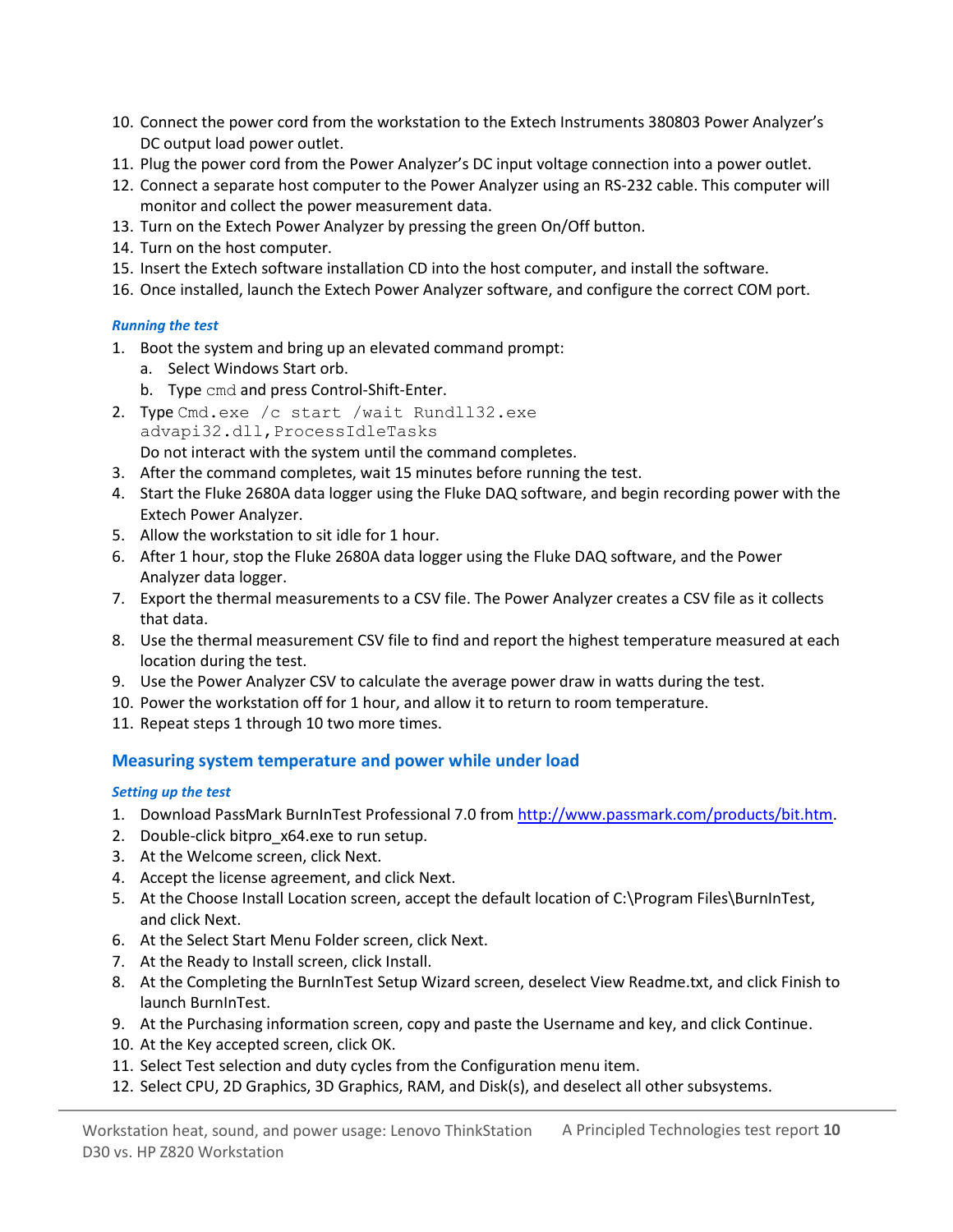10. Connect the power cord from the workstation to the Extech Instruments 380803 Power Analyzer's DC output load power outlet.
11. Plug the power cord from the Power Analyzer's DC input voltage connection into a power outlet.
12. Connect a separate host computer to the Power Analyzer using an RS-232 cable. This computer will monitor and collect the power measurement data.
13. Turn on the Extech Power Analyzer by pressing the green On/Off button.
14. Turn on the host computer.
15. Insert the Extech software installation CD into the host computer, and install the software.
16. Once installed, launch the Extech Power Analyzer software, and configure the correct COM port.

#### *Running the test*

1. Boot the system and bring up an elevated command prompt:
   a. Select Windows Start orb.
   b. Type `cmd` and press Control-Shift-Enter.
2. Type `Cmd.exe /c start /wait Rundll32.exe advapi32.dll,ProcessIdleTasks`
   Do not interact with the system until the command completes.
3. After the command completes, wait 15 minutes before running the test.
4. Start the Fluke 2680A data logger using the Fluke DAQ software, and begin recording power with the Extech Power Analyzer.
5. Allow the workstation to sit idle for 1 hour.
6. After 1 hour, stop the Fluke 2680A data logger using the Fluke DAQ software, and the Power Analyzer data logger.
7. Export the thermal measurements to a CSV file. The Power Analyzer creates a CSV file as it collects that data.
8. Use the thermal measurement CSV file to find and report the highest temperature measured at each location during the test.
9. Use the Power Analyzer CSV to calculate the average power draw in watts during the test.
10. Power the workstation off for 1 hour, and allow it to return to room temperature.
11. Repeat steps 1 through 10 two more times.

### Measuring system temperature and power while under load

#### *Setting up the test*

1. Download PassMark BurnInTest Professional 7.0 from http://www.passmark.com/products/bit.htm.
2. Double-click bitpro_x64.exe to run setup.
3. At the Welcome screen, click Next.
4. Accept the license agreement, and click Next.
5. At the Choose Install Location screen, accept the default location of C:\Program Files\BurnInTest, and click Next.
6. At the Select Start Menu Folder screen, click Next.
7. At the Ready to Install screen, click Install.
8. At the Completing the BurnInTest Setup Wizard screen, deselect View Readme.txt, and click Finish to launch BurnInTest.
9. At the Purchasing information screen, copy and paste the Username and key, and click Continue.
10. At the Key accepted screen, click OK.
11. Select Test selection and duty cycles from the Configuration menu item.
12. Select CPU, 2D Graphics, 3D Graphics, RAM, and Disk(s), and deselect all other subsystems.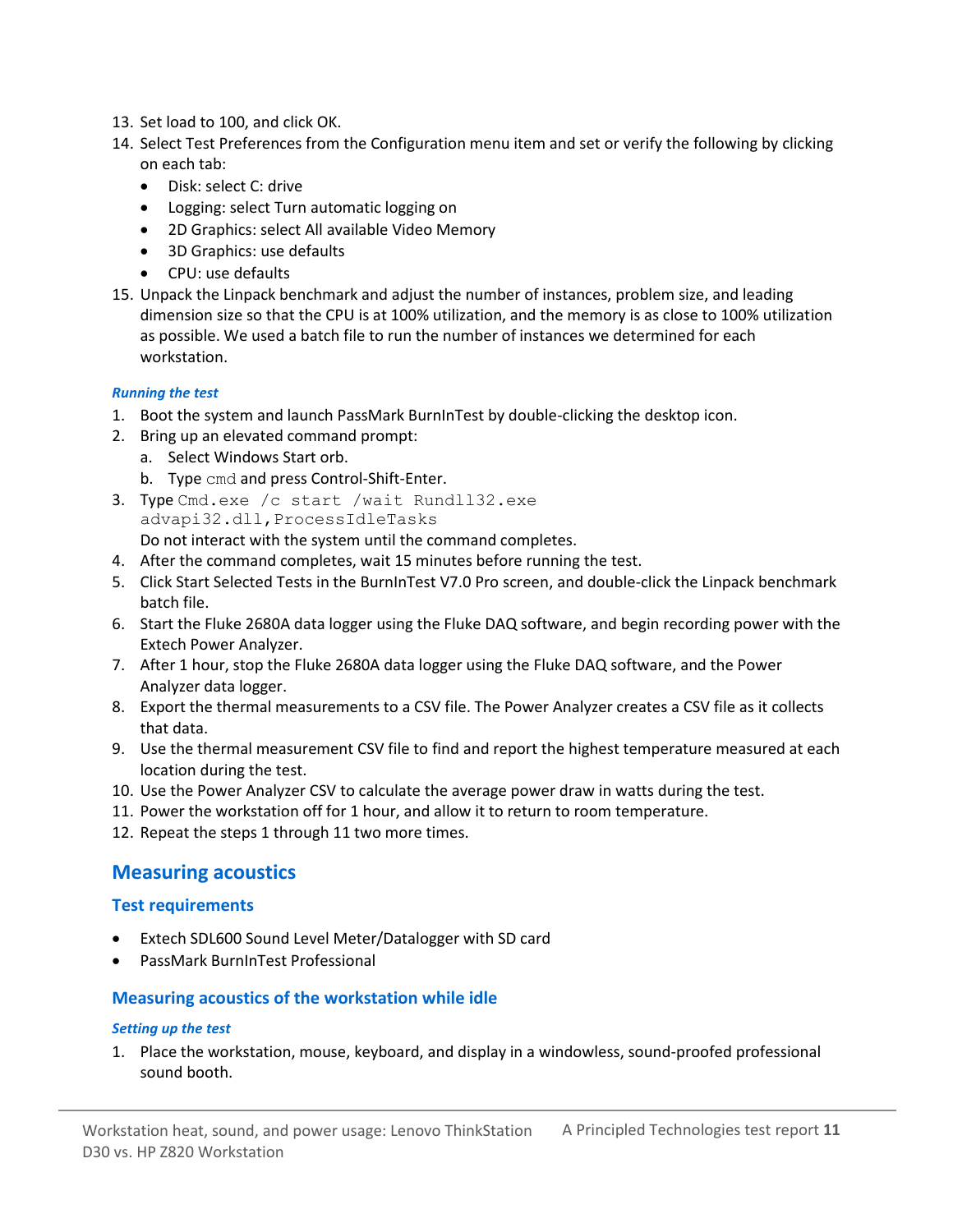13. Set load to 100, and click OK.
14. Select Test Preferences from the Configuration menu item and set or verify the following by clicking on each tab:
    - Disk: select C: drive
    - Logging: select Turn automatic logging on
    - 2D Graphics: select All available Video Memory
    - 3D Graphics: use defaults
    - CPU: use defaults
15. Unpack the Linpack benchmark and adjust the number of instances, problem size, and leading dimension size so that the CPU is at 100% utilization, and the memory is as close to 100% utilization as possible. We used a batch file to run the number of instances we determined for each workstation.

#### *Running the test*

1. Boot the system and launch PassMark BurnInTest by double-clicking the desktop icon.
2. Bring up an elevated command prompt:
    a. Select Windows Start orb.
    b. Type `cmd` and press Control-Shift-Enter.
3. Type `Cmd.exe /c start /wait Rundll32.exe advapi32.dll,ProcessIdleTasks`
   Do not interact with the system until the command completes.
4. After the command completes, wait 15 minutes before running the test.
5. Click Start Selected Tests in the BurnInTest V7.0 Pro screen, and double-click the Linpack benchmark batch file.
6. Start the Fluke 2680A data logger using the Fluke DAQ software, and begin recording power with the Extech Power Analyzer.
7. After 1 hour, stop the Fluke 2680A data logger using the Fluke DAQ software, and the Power Analyzer data logger.
8. Export the thermal measurements to a CSV file. The Power Analyzer creates a CSV file as it collects that data.
9. Use the thermal measurement CSV file to find and report the highest temperature measured at each location during the test.
10. Use the Power Analyzer CSV to calculate the average power draw in watts during the test.
11. Power the workstation off for 1 hour, and allow it to return to room temperature.
12. Repeat the steps 1 through 11 two more times.

## Measuring acoustics

### Test requirements

- Extech SDL600 Sound Level Meter/Datalogger with SD card
- PassMark BurnInTest Professional

### Measuring acoustics of the workstation while idle

#### *Setting up the test*

1. Place the workstation, mouse, keyboard, and display in a windowless, sound-proofed professional sound booth.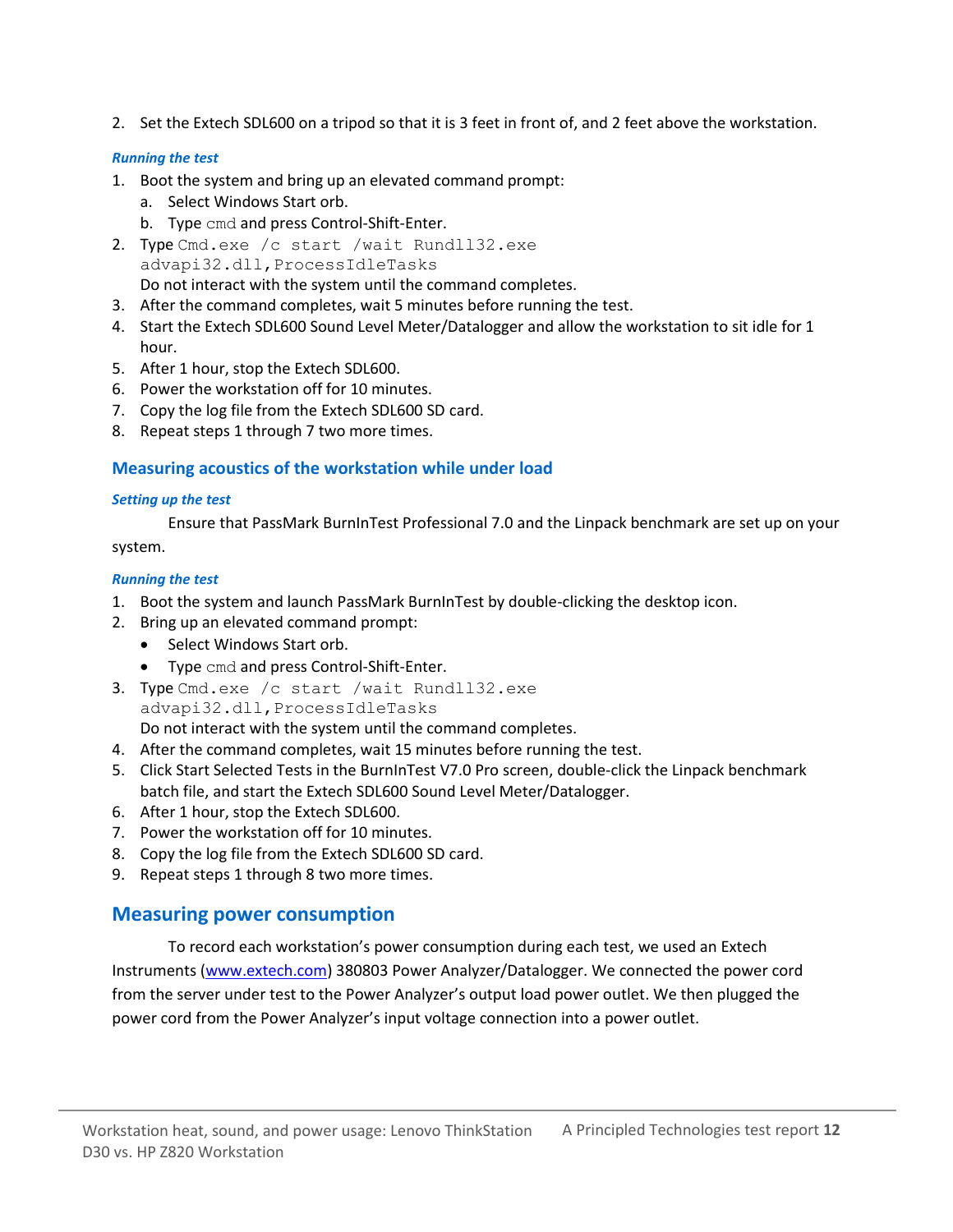2. Set the Extech SDL600 on a tripod so that it is 3 feet in front of, and 2 feet above the workstation.

#### *Running the test*

1. Boot the system and bring up an elevated command prompt:
   a. Select Windows Start orb.
   b. Type `cmd` and press Control-Shift-Enter.
2. Type `Cmd.exe /c start /wait Rundll32.exe advapi32.dll,ProcessIdleTasks`
   Do not interact with the system until the command completes.
3. After the command completes, wait 5 minutes before running the test.
4. Start the Extech SDL600 Sound Level Meter/Datalogger and allow the workstation to sit idle for 1 hour.
5. After 1 hour, stop the Extech SDL600.
6. Power the workstation off for 10 minutes.
7. Copy the log file from the Extech SDL600 SD card.
8. Repeat steps 1 through 7 two more times.

### Measuring acoustics of the workstation while under load

#### *Setting up the test*

Ensure that PassMark BurnInTest Professional 7.0 and the Linpack benchmark are set up on your system.

#### *Running the test*

1. Boot the system and launch PassMark BurnInTest by double-clicking the desktop icon.
2. Bring up an elevated command prompt:
   - Select Windows Start orb.
   - Type `cmd` and press Control-Shift-Enter.
3. Type `Cmd.exe /c start /wait Rundll32.exe advapi32.dll,ProcessIdleTasks`
   Do not interact with the system until the command completes.
4. After the command completes, wait 15 minutes before running the test.
5. Click Start Selected Tests in the BurnInTest V7.0 Pro screen, double-click the Linpack benchmark batch file, and start the Extech SDL600 Sound Level Meter/Datalogger.
6. After 1 hour, stop the Extech SDL600.
7. Power the workstation off for 10 minutes.
8. Copy the log file from the Extech SDL600 SD card.
9. Repeat steps 1 through 8 two more times.

## Measuring power consumption

To record each workstation's power consumption during each test, we used an Extech Instruments (www.extech.com) 380803 Power Analyzer/Datalogger. We connected the power cord from the server under test to the Power Analyzer's output load power outlet. We then plugged the power cord from the Power Analyzer's input voltage connection into a power outlet.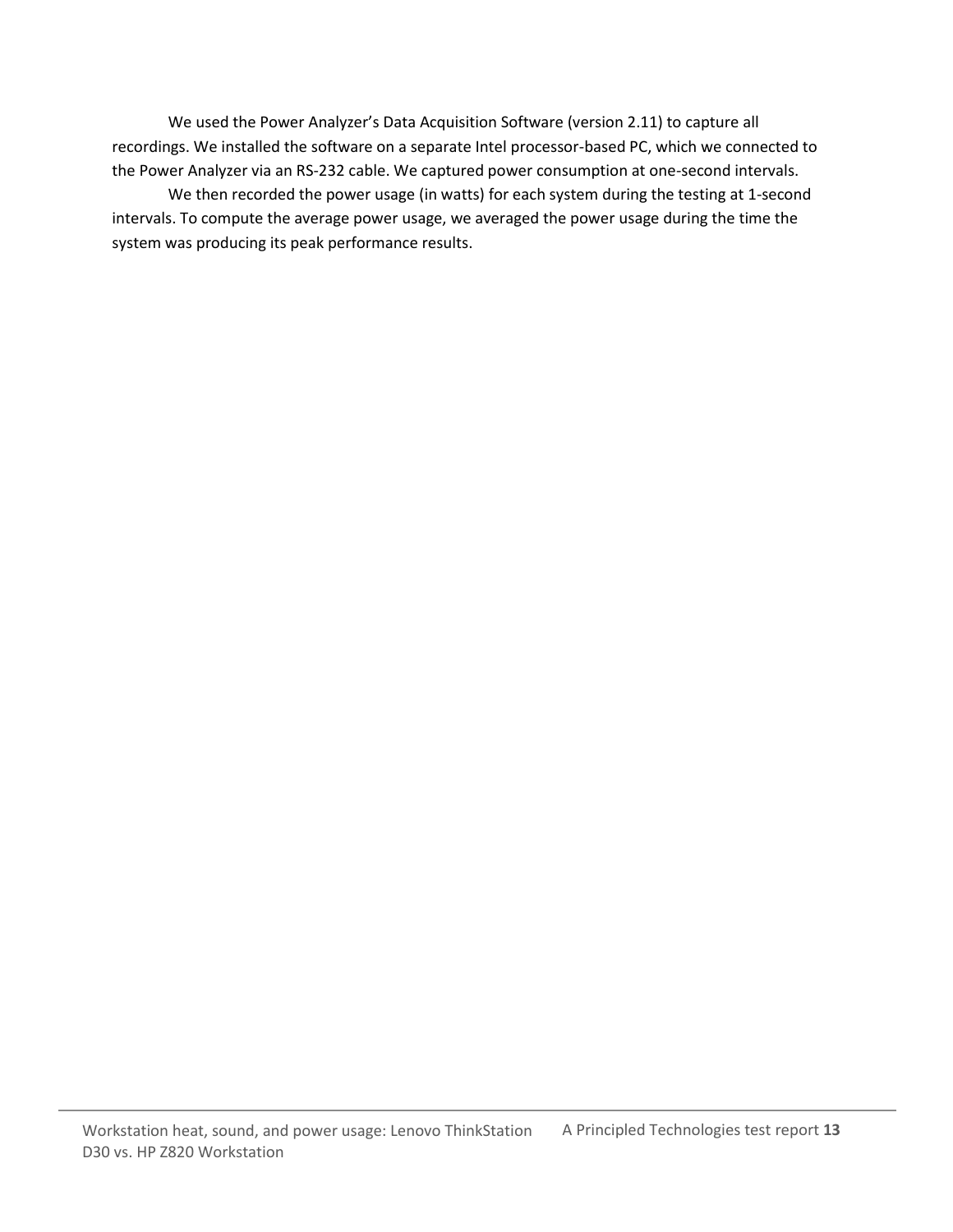We used the Power Analyzer’s Data Acquisition Software (version 2.11) to capture all recordings. We installed the software on a separate Intel processor-based PC, which we connected to the Power Analyzer via an RS-232 cable. We captured power consumption at one-second intervals.

We then recorded the power usage (in watts) for each system during the testing at 1-second intervals. To compute the average power usage, we averaged the power usage during the time the system was producing its peak performance results.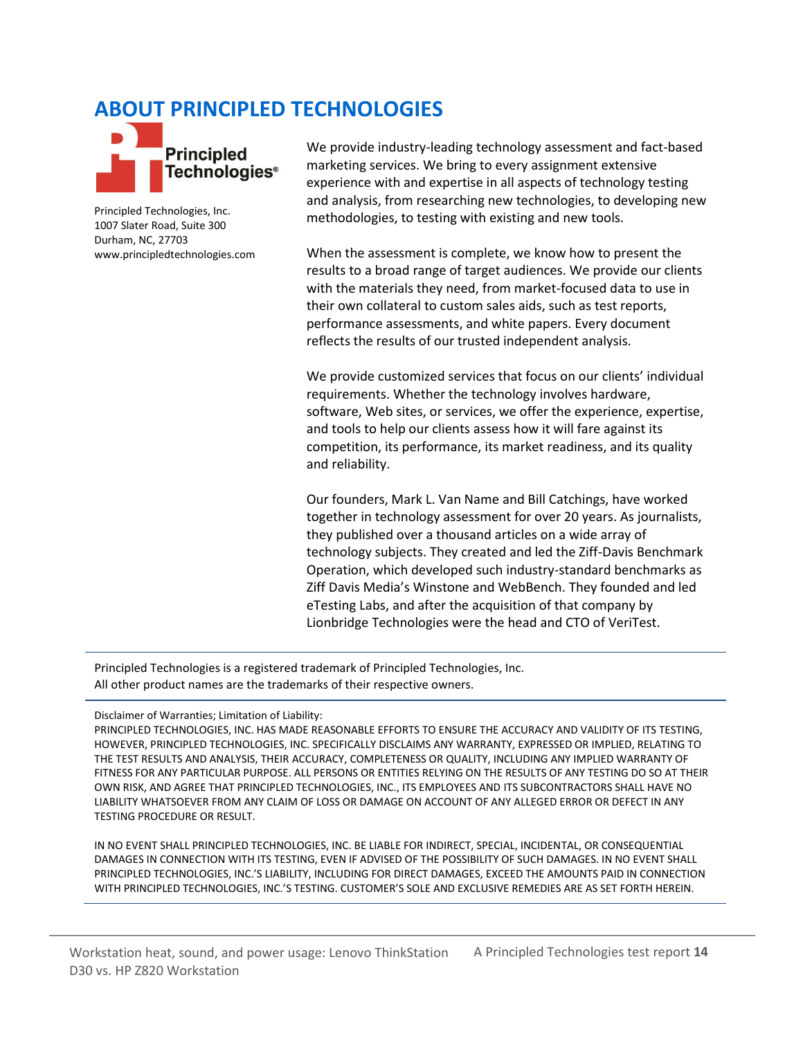# ABOUT PRINCIPLED TECHNOLOGIES

Principled Technologies, Inc.
1007 Slater Road, Suite 300
Durham, NC, 27703
www.principledtechnologies.com

We provide industry-leading technology assessment and fact-based marketing services. We bring to every assignment extensive experience with and expertise in all aspects of technology testing and analysis, from researching new technologies, to developing new methodologies, to testing with existing and new tools.

When the assessment is complete, we know how to present the results to a broad range of target audiences. We provide our clients with the materials they need, from market-focused data to use in their own collateral to custom sales aids, such as test reports, performance assessments, and white papers. Every document reflects the results of our trusted independent analysis.

We provide customized services that focus on our clients' individual requirements. Whether the technology involves hardware, software, Web sites, or services, we offer the experience, expertise, and tools to help our clients assess how it will fare against its competition, its performance, its market readiness, and its quality and reliability.

Our founders, Mark L. Van Name and Bill Catchings, have worked together in technology assessment for over 20 years. As journalists, they published over a thousand articles on a wide array of technology subjects. They created and led the Ziff-Davis Benchmark Operation, which developed such industry-standard benchmarks as Ziff Davis Media's Winstone and WebBench. They founded and led eTesting Labs, and after the acquisition of that company by Lionbridge Technologies were the head and CTO of VeriTest.

Principled Technologies is a registered trademark of Principled Technologies, Inc.
All other product names are the trademarks of their respective owners.

Disclaimer of Warranties; Limitation of Liability:
PRINCIPLED TECHNOLOGIES, INC. HAS MADE REASONABLE EFFORTS TO ENSURE THE ACCURACY AND VALIDITY OF ITS TESTING, HOWEVER, PRINCIPLED TECHNOLOGIES, INC. SPECIFICALLY DISCLAIMS ANY WARRANTY, EXPRESSED OR IMPLIED, RELATING TO THE TEST RESULTS AND ANALYSIS, THEIR ACCURACY, COMPLETENESS OR QUALITY, INCLUDING ANY IMPLIED WARRANTY OF FITNESS FOR ANY PARTICULAR PURPOSE. ALL PERSONS OR ENTITIES RELYING ON THE RESULTS OF ANY TESTING DO SO AT THEIR OWN RISK, AND AGREE THAT PRINCIPLED TECHNOLOGIES, INC., ITS EMPLOYEES AND ITS SUBCONTRACTORS SHALL HAVE NO LIABILITY WHATSOEVER FROM ANY CLAIM OF LOSS OR DAMAGE ON ACCOUNT OF ANY ALLEGED ERROR OR DEFECT IN ANY TESTING PROCEDURE OR RESULT.

IN NO EVENT SHALL PRINCIPLED TECHNOLOGIES, INC. BE LIABLE FOR INDIRECT, SPECIAL, INCIDENTAL, OR CONSEQUENTIAL DAMAGES IN CONNECTION WITH ITS TESTING, EVEN IF ADVISED OF THE POSSIBILITY OF SUCH DAMAGES. IN NO EVENT SHALL PRINCIPLED TECHNOLOGIES, INC.'S LIABILITY, INCLUDING FOR DIRECT DAMAGES, EXCEED THE AMOUNTS PAID IN CONNECTION WITH PRINCIPLED TECHNOLOGIES, INC.'S TESTING. CUSTOMER'S SOLE AND EXCLUSIVE REMEDIES ARE AS SET FORTH HEREIN.